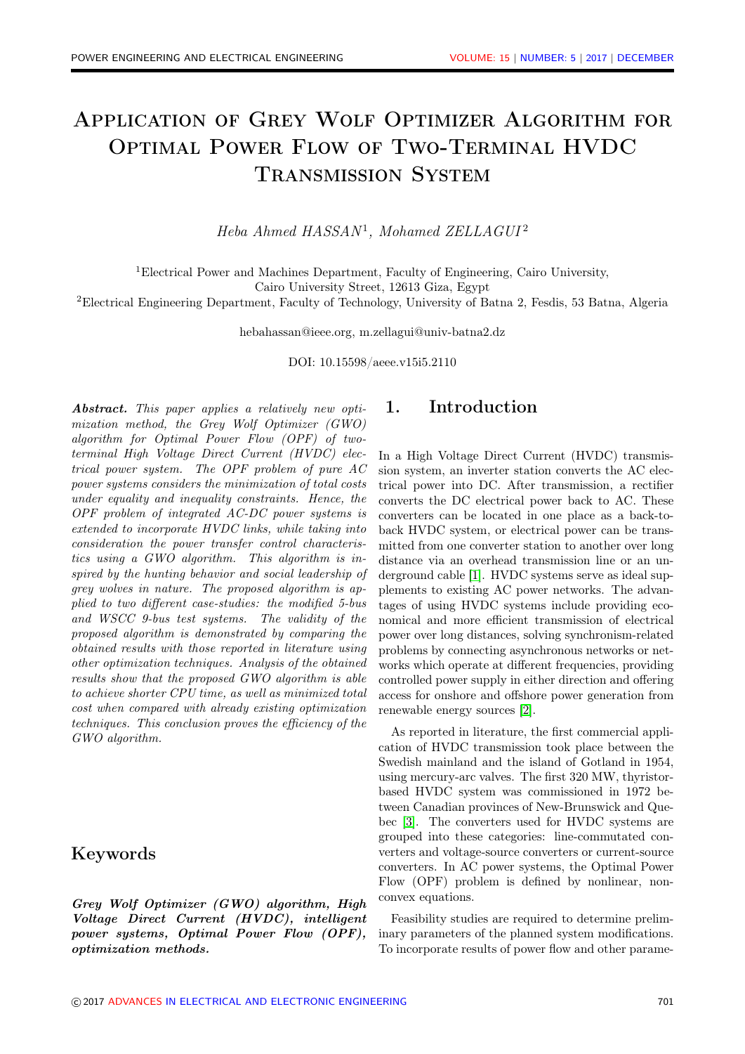# Application of Grey Wolf Optimizer Algorithm for Optimal Power Flow of Two-Terminal HVDC Transmission System

*Heba Ahmed HASSAN*[1], *Mohamed ZELLAGUI*[2]

[1]Electrical Power and Machines Department, Faculty of Engineering, Cairo University, Cairo University Street, 12613 Giza, Egypt
[2]Electrical Engineering Department, Faculty of Technology, University of Batna 2, Fesdis, 53 Batna, Algeria

hebahassan@ieee.org, m.zellagui@univ-batna2.dz

DOI: 10.15598/aeee.v15i5.2110

***Abstract.*** *This paper applies a relatively new optimization method, the Grey Wolf Optimizer (GWO) algorithm for Optimal Power Flow (OPF) of two-terminal High Voltage Direct Current (HVDC) electrical power system. The OPF problem of pure AC power systems considers the minimization of total costs under equality and inequality constraints. Hence, the OPF problem of integrated AC-DC power systems is extended to incorporate HVDC links, while taking into consideration the power transfer control characteristics using a GWO algorithm. This algorithm is inspired by the hunting behavior and social leadership of grey wolves in nature. The proposed algorithm is applied to two different case-studies: the modified 5-bus and WSCC 9-bus test systems. The validity of the proposed algorithm is demonstrated by comparing the obtained results with those reported in literature using other optimization techniques. Analysis of the obtained results show that the proposed GWO algorithm is able to achieve shorter CPU time, as well as minimized total cost when compared with already existing optimization techniques. This conclusion proves the efficiency of the GWO algorithm.*

## Keywords

***Grey Wolf Optimizer (GWO) algorithm, High Voltage Direct Current (HVDC), intelligent power systems, Optimal Power Flow (OPF), optimization methods.***

## 1. Introduction

In a High Voltage Direct Current (HVDC) transmission system, an inverter station converts the AC electrical power into DC. After transmission, a rectifier converts the DC electrical power back to AC. These converters can be located in one place as a back-to-back HVDC system, or electrical power can be transmitted from one converter station to another over long distance via an overhead transmission line or an underground cable [1]. HVDC systems serve as ideal supplements to existing AC power networks. The advantages of using HVDC systems include providing economical and more efficient transmission of electrical power over long distances, solving synchronism-related problems by connecting asynchronous networks or networks which operate at different frequencies, providing controlled power supply in either direction and offering access for onshore and offshore power generation from renewable energy sources [2].

As reported in literature, the first commercial application of HVDC transmission took place between the Swedish mainland and the island of Gotland in 1954, using mercury-arc valves. The first 320 MW, thyristor-based HVDC system was commissioned in 1972 between Canadian provinces of New-Brunswick and Quebec [3]. The converters used for HVDC systems are grouped into these categories: line-commutated converters and voltage-source converters or current-source converters. In AC power systems, the Optimal Power Flow (OPF) problem is defined by nonlinear, non-convex equations.

Feasibility studies are required to determine preliminary parameters of the planned system modifications. To incorporate results of power flow and other parame-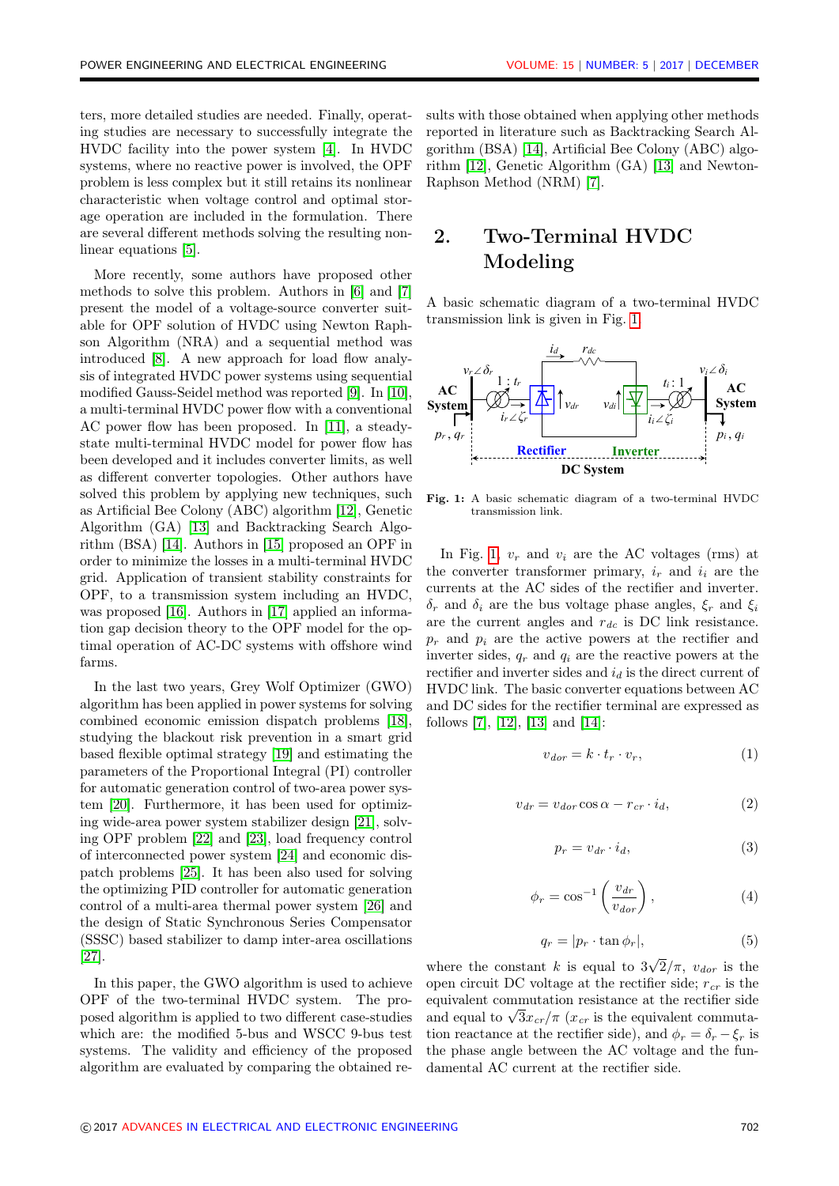ters, more detailed studies are needed. Finally, operating studies are necessary to successfully integrate the HVDC facility into the power system [4]. In HVDC systems, where no reactive power is involved, the OPF problem is less complex but it still retains its nonlinear characteristic when voltage control and optimal storage operation are included in the formulation. There are several different methods solving the resulting nonlinear equations [5].

More recently, some authors have proposed other methods to solve this problem. Authors in [6] and [7] present the model of a voltage-source converter suitable for OPF solution of HVDC using Newton Raphson Algorithm (NRA) and a sequential method was introduced [8]. A new approach for load flow analysis of integrated HVDC power systems using sequential modified Gauss-Seidel method was reported [9]. In [10], a multi-terminal HVDC power flow with a conventional AC power flow has been proposed. In [11], a steady-state multi-terminal HVDC model for power flow has been developed and it includes converter limits, as well as different converter topologies. Other authors have solved this problem by applying new techniques, such as Artificial Bee Colony (ABC) algorithm [12], Genetic Algorithm (GA) [13] and Backtracking Search Algorithm (BSA) [14]. Authors in [15] proposed an OPF in order to minimize the losses in a multi-terminal HVDC grid. Application of transient stability constraints for OPF, to a transmission system including an HVDC, was proposed [16]. Authors in [17] applied an information gap decision theory to the OPF model for the optimal operation of AC-DC systems with offshore wind farms.

In the last two years, Grey Wolf Optimizer (GWO) algorithm has been applied in power systems for solving combined economic emission dispatch problems [18], studying the blackout risk prevention in a smart grid based flexible optimal strategy [19] and estimating the parameters of the Proportional Integral (PI) controller for automatic generation control of two-area power system [20]. Furthermore, it has been used for optimizing wide-area power system stabilizer design [21], solving OPF problem [22] and [23], load frequency control of interconnected power system [24] and economic dispatch problems [25]. It has been also used for solving the optimizing PID controller for automatic generation control of a multi-area thermal power system [26] and the design of Static Synchronous Series Compensator (SSSC) based stabilizer to damp inter-area oscillations [27].

In this paper, the GWO algorithm is used to achieve OPF of the two-terminal HVDC system. The proposed algorithm is applied to two different case-studies which are: the modified 5-bus and WSCC 9-bus test systems. The validity and efficiency of the proposed algorithm are evaluated by comparing the obtained results with those obtained when applying other methods reported in literature such as Backtracking Search Algorithm (BSA) [14], Artificial Bee Colony (ABC) algorithm [12], Genetic Algorithm (GA) [13] and Newton-Raphson Method (NRM) [7].

## 2. Two-Terminal HVDC Modeling

A basic schematic diagram of a two-terminal HVDC transmission link is given in Fig. 1.

Fig. 1: A basic schematic diagram of a two-terminal HVDC transmission link.

In Fig. 1, $v_r$ and $v_i$ are the AC voltages (rms) at the converter transformer primary, $i_r$ and $i_i$ are the currents at the AC sides of the rectifier and inverter. $\delta_r$ and $\delta_i$ are the bus voltage phase angles, $\xi_r$ and $\xi_i$ are the current angles and $r_{dc}$ is DC link resistance. $p_r$ and $p_i$ are the active powers at the rectifier and inverter sides, $q_r$ and $q_i$ are the reactive powers at the rectifier and inverter sides and $i_d$ is the direct current of HVDC link. The basic converter equations between AC and DC sides for the rectifier terminal are expressed as follows [7], [12], [13] and [14]:

$$v_{dor} = k \cdot t_r \cdot v_r, \tag{1}$$

$$v_{dr} = v_{dor} \cos\alpha - r_{cr} \cdot i_d, \tag{2}$$

$$p_r = v_{dr} \cdot i_d, \tag{3}$$

$$\phi_r = \cos^{-1}\left(\frac{v_{dr}}{v_{dor}}\right), \tag{4}$$

$$q_r = |p_r \cdot \tan\phi_r|, \tag{5}$$

where the constant $k$ is equal to $3\sqrt{2}/\pi$, $v_{dor}$ is the open circuit DC voltage at the rectifier side; $r_{cr}$ is the rectifier side equivalent commutation resistance at the rectifier side and equal to $\sqrt{3}x_{cr}/\pi$ ($x_{cr}$ is the equivalent commutation reactance at the rectifier side), and $\phi_r = \delta_r - \xi_r$ is the phase angle between the AC voltage and the fundamental AC current at the rectifier side.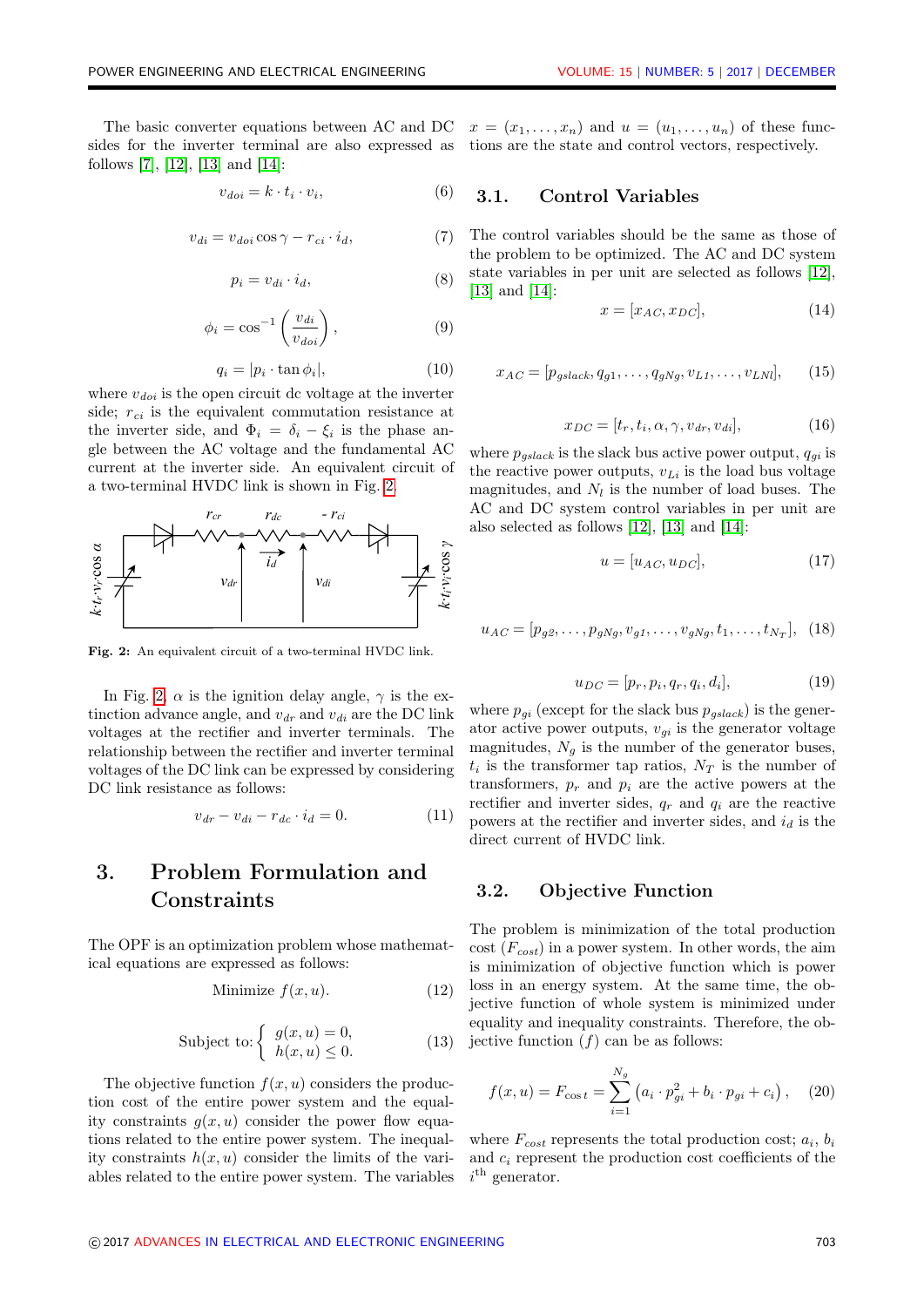The basic converter equations between AC and DC sides for the inverter terminal are also expressed as follows [7], [12], [13] and [14]:

$$v_{doi} = k \cdot t_i \cdot v_i, \tag{6}$$

$$v_{di} = v_{doi} \cos\gamma - r_{ci} \cdot i_d, \tag{7}$$

$$p_i = v_{di} \cdot i_d, \tag{8}$$

$$\phi_i = \cos^{-1}\left(\frac{v_{di}}{v_{doi}}\right), \tag{9}$$

$$q_i = |p_i \cdot \tan\phi_i|, \tag{10}$$

where $v_{doi}$ is the open circuit dc voltage at the inverter side; $r_{ci}$ is the equivalent commutation resistance at the inverter side, and $\Phi_i = \delta_i - \xi_i$ is the phase angle between the AC voltage and the fundamental AC current at the inverter side. An equivalent circuit of a two-terminal HVDC link is shown in Fig. 2.

**Fig. 2:** An equivalent circuit of a two-terminal HVDC link.

In Fig. 2, $\alpha$ is the ignition delay angle, $\gamma$ is the extinction advance angle, and $v_{dr}$ and $v_{di}$ are the DC link voltages at the rectifier and inverter terminals. The relationship between the rectifier and inverter terminal voltages of the DC link can be expressed by considering DC link resistance as follows:

$$v_{dr} - v_{di} - r_{dc} \cdot i_d = 0. \tag{11}$$

## 3. Problem Formulation and Constraints

The OPF is an optimization problem whose mathematical equations are expressed as follows:

$$\text{Minimize } f(x,u). \tag{12}$$

$$\text{Subject to:} \begin{cases} g(x,u) = 0, \\ h(x,u) \leq 0. \end{cases} \tag{13}$$

The objective function $f(x,u)$ considers the production cost of the entire power system and the equality constraints $g(x,u)$ consider the power flow equations related to the entire power system. The inequality constraints $h(x,u)$ consider the limits of the variables related to the entire power system. The variables $x = (x_1, \ldots, x_n)$ and $u = (u_1, \ldots, u_n)$ of these functions are the state and control vectors, respectively.

### 3.1. Control Variables

The control variables should be the same as those of the problem to be optimized. The AC and DC system state variables in per unit are selected as follows [12], [13] and [14]:

$$x = [x_{AC}, x_{DC}], \tag{14}$$

$$x_{AC} = [p_{gslack}, q_{g1}, \ldots, q_{gNg}, v_{L1}, \ldots, v_{LNl}], \tag{15}$$

$$x_{DC} = [t_r, t_i, \alpha, \gamma, v_{dr}, v_{di}], \tag{16}$$

where $p_{gslack}$ is the slack bus active power output, $q_{gi}$ is the reactive power outputs, $v_{Li}$ is the load bus voltage magnitudes, and $N_l$ is the number of load buses. The AC and DC system control variables in per unit are also selected as follows [12], [13] and [14]:

$$u = [u_{AC}, u_{DC}], \tag{17}$$

$$u_{AC} = [p_{g2}, \ldots, p_{gNg}, v_{g1}, \ldots, v_{gNg}, t_1, \ldots, t_{N_T}], \tag{18}$$

$$u_{DC} = [p_r, p_i, q_r, q_i, d_i], \tag{19}$$

where $p_{gi}$ (except for the slack bus $p_{gslack}$) is the generator active power outputs, $v_{gi}$ is the generator voltage magnitudes, $N_g$ is the number of the generator buses, $t_i$ is the transformer tap ratios, $N_T$ is the number of transformers, $p_r$ and $p_i$ are the active powers at the rectifier and inverter sides, $q_r$ and $q_i$ are the reactive powers at the rectifier and inverter sides, and $i_d$ is the direct current of HVDC link.

### 3.2. Objective Function

The problem is minimization of the total production cost ($F_{cost}$) in a power system. In other words, the aim is minimization of objective function which is power loss in an energy system. At the same time, the objective function of whole system is minimized under equality and inequality constraints. Therefore, the objective function ($f$) can be as follows:

$$f(x,u) = F_{\cos t} = \sum_{i=1}^{N_g} \left(a_i \cdot p_{gi}^2 + b_i \cdot p_{gi} + c_i\right), \tag{20}$$

where $F_{cost}$ represents the total production cost; $a_i$, $b_i$ and $c_i$ represent the production cost coefficients of the $i^{\text{th}}$ generator.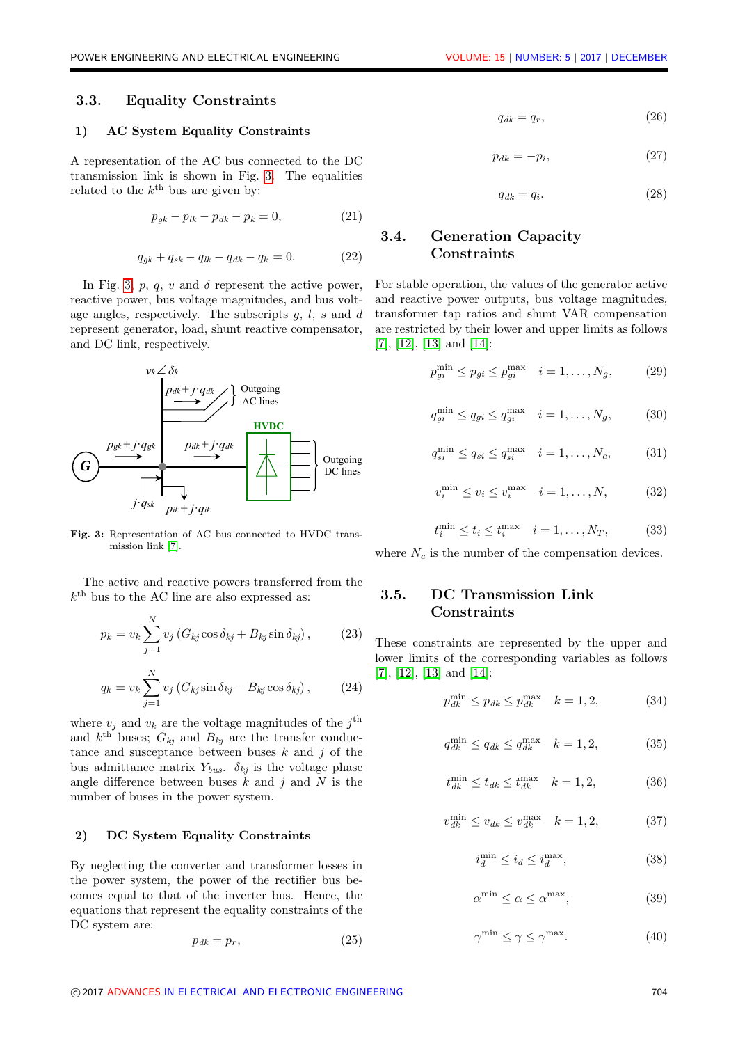## 3.3. Equality Constraints

### 1) AC System Equality Constraints

A representation of the AC bus connected to the DC transmission link is shown in Fig. 3. The equalities related to the $k^{\text{th}}$ bus are given by:

$$p_{gk} - p_{lk} - p_{dk} - p_k = 0, \tag{21}$$

$$q_{gk} + q_{sk} - q_{lk} - q_{dk} - q_k = 0. \tag{22}$$

In Fig. 3 $p$, $q$, $v$ and $\delta$ represent the active power, reactive power, bus voltage magnitudes, and bus voltage angles, respectively. The subscripts $g$, $l$, $s$ and $d$ represent generator, load, shunt reactive compensator, and DC link, respectively.

**Fig. 3:** Representation of AC bus connected to HVDC transmission link [7].

The active and reactive powers transferred from the $k^{\text{th}}$ bus to the AC line are also expressed as:

$$p_k = v_k \sum_{j=1}^{N} v_j \left( G_{kj} \cos \delta_{kj} + B_{kj} \sin \delta_{kj} \right), \tag{23}$$

$$q_k = v_k \sum_{j=1}^{N} v_j \left( G_{kj} \sin \delta_{kj} - B_{kj} \cos \delta_{kj} \right), \tag{24}$$

where $v_j$ and $v_k$ are the voltage magnitudes of the $j^{\text{th}}$ and $k^{\text{th}}$ buses; $G_{kj}$ and $B_{kj}$ are the transfer conductance and susceptance between buses $k$ and $j$ of the bus admittance matrix $Y_{bus}$. $\delta_{kj}$ is the voltage phase angle difference between buses $k$ and $j$ and $N$ is the number of buses in the power system.

### 2) DC System Equality Constraints

By neglecting the converter and transformer losses in the power system, the power of the rectifier bus becomes equal to that of the inverter bus. Hence, the equations that represent the equality constraints of the DC system are:

$$p_{dk} = p_r, \tag{25}$$

$$q_{dk} = q_r, \tag{26}$$

$$p_{dk} = -p_i, \tag{27}$$

$$q_{dk} = q_i. \tag{28}$$

## 3.4. Generation Capacity Constraints

For stable operation, the values of the generator active and reactive power outputs, bus voltage magnitudes, transformer tap ratios and shunt VAR compensation are restricted by their lower and upper limits as follows [7], [12], [13] and [14]:

$$p_{gi}^{\min} \le p_{gi} \le p_{gi}^{\max} \quad i = 1, \ldots, N_g, \tag{29}$$

$$q_{gi}^{\min} \le q_{gi} \le q_{gi}^{\max} \quad i = 1, \ldots, N_g, \tag{30}$$

$$q_{si}^{\min} \le q_{si} \le q_{si}^{\max} \quad i = 1, \ldots, N_c, \tag{31}$$

$$v_i^{\min} \le v_i \le v_i^{\max} \quad i = 1, \ldots, N, \tag{32}$$

$$t_i^{\min} \le t_i \le t_i^{\max} \quad i = 1, \ldots, N_T, \tag{33}$$

where $N_c$ is the number of the compensation devices.

## 3.5. DC Transmission Link Constraints

These constraints are represented by the upper and lower limits of the corresponding variables as follows [7], [12], [13] and [14]:

$$p_{dk}^{\min} \le p_{dk} \le p_{dk}^{\max} \quad k = 1, 2, \tag{34}$$

$$q_{dk}^{\min} \le q_{dk} \le q_{dk}^{\max} \quad k = 1, 2, \tag{35}$$

$$t_{dk}^{\min} \le t_{dk} \le t_{dk}^{\max} \quad k = 1, 2, \tag{36}$$

$$v_{dk}^{\min} \le v_{dk} \le v_{dk}^{\max} \quad k = 1, 2, \tag{37}$$

$$i_d^{\min} \le i_d \le i_d^{\max}, \tag{38}$$

$$\alpha^{\min} \le \alpha \le \alpha^{\max}, \tag{39}$$

$$\gamma^{\min} \le \gamma \le \gamma^{\max}. \tag{40}$$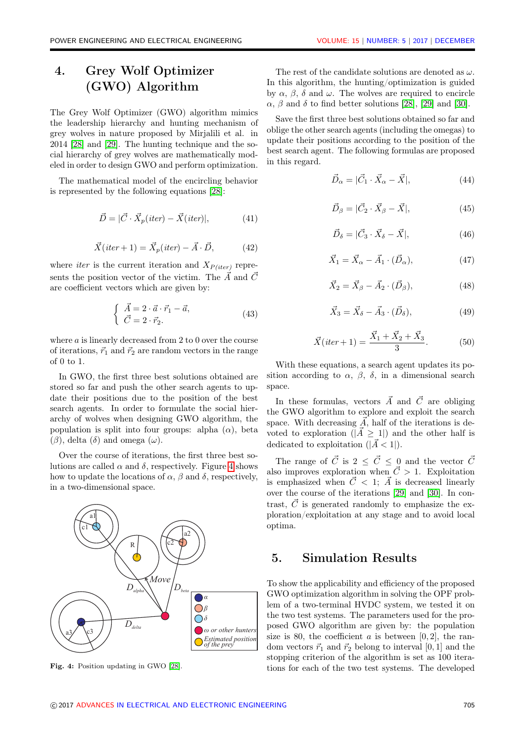## 4. Grey Wolf Optimizer (GWO) Algorithm

The Grey Wolf Optimizer (GWO) algorithm mimics the leadership hierarchy and hunting mechanism of grey wolves in nature proposed by Mirjalili et al. in 2014 [28] and [29]. The hunting technique and the social hierarchy of grey wolves are mathematically modeled in order to design GWO and perform optimization.

The mathematical model of the encircling behavior is represented by the following equations [28]:

$$\vec{D} = |\vec{C} \cdot \vec{X}_p(iter) - \vec{X}(iter)|, \tag{41}$$

$$\vec{X}(iter+1) = \vec{X}_p(iter) - \vec{A} \cdot \vec{D}, \tag{42}$$

where $iter$ is the current iteration and $X_{P(iter)}$ represents the position vector of the victim. The $\vec{A}$ and $\vec{C}$ are coefficient vectors which are given by:

$$\begin{cases} \vec{A} = 2 \cdot \vec{a} \cdot \vec{r}_1 - \vec{a}, \\ \vec{C} = 2 \cdot \vec{r}_2. \end{cases} \tag{43}$$

where $a$ is linearly decreased from 2 to 0 over the course of iterations, $\vec{r}_1$ and $\vec{r}_2$ are random vectors in the range of 0 to 1.

In GWO, the first three best solutions obtained are stored so far and push the other search agents to update their positions due to the position of the best search agents. In order to formulate the social hierarchy of wolves when designing GWO algorithm, the population is split into four groups: alpha ($\alpha$), beta ($\beta$), delta ($\delta$) and omega ($\omega$).

Over the course of iterations, the first three best solutions are called $\alpha$ and $\delta$, respectively. Figure 4 shows how to update the locations of $\alpha$, $\beta$ and $\delta$, respectively, in a two-dimensional space.

**Fig. 4:** Position updating in GWO [28].

The rest of the candidate solutions are denoted as $\omega$. In this algorithm, the hunting/optimization is guided by $\alpha$, $\beta$, $\delta$ and $\omega$. The wolves are required to encircle $\alpha$, $\beta$ and $\delta$ to find better solutions [28], [29] and [30].

Save the first three best solutions obtained so far and oblige the other search agents (including the omegas) to update their positions according to the position of the best search agent. The following formulas are proposed in this regard.

$$\vec{D}_\alpha = |\vec{C}_1 \cdot \vec{X}_\alpha - \vec{X}|, \tag{44}$$

$$\vec{D}_\beta = |\vec{C}_2 \cdot \vec{X}_\beta - \vec{X}|, \tag{45}$$

$$\vec{D}_\delta = |\vec{C}_3 \cdot \vec{X}_\delta - \vec{X}|, \tag{46}$$

$$\vec{X}_1 = \vec{X}_\alpha - \vec{A}_1 \cdot (\vec{D}_\alpha), \tag{47}$$

$$\vec{X}_2 = \vec{X}_\beta - \vec{A}_2 \cdot (\vec{D}_\beta), \tag{48}$$

$$\vec{X}_3 = \vec{X}_\delta - \vec{A}_3 \cdot (\vec{D}_\delta), \tag{49}$$

$$\vec{X}(iter+1) = \frac{\vec{X}_1 + \vec{X}_2 + \vec{X}_3}{3}. \tag{50}$$

With these equations, a search agent updates its position according to $\alpha$, $\beta$, $\delta$, in a dimensional search space.

In these formulas, vectors $\vec{A}$ and $\vec{C}$ are obliging the GWO algorithm to explore and exploit the search space. With decreasing $\vec{A}$, half of the iterations is devoted to exploration ($|\vec{A} \geq 1|$) and the other half is dedicated to exploitation ($|\vec{A} < 1|$).

The range of $\vec{C}$ is $2 \leq \vec{C} \leq 0$ and the vector $\vec{C}$ also improves exploration when $\vec{C} > 1$. Exploitation is emphasized when $\vec{C} < 1$; $\vec{A}$ is decreased linearly over the course of the iterations [29] and [30]. In contrast, $\vec{C}$ is generated randomly to emphasize the exploration/exploitation at any stage and to avoid local optima.

## 5. Simulation Results

To show the applicability and efficiency of the proposed GWO optimization algorithm in solving the OPF problem of a two-terminal HVDC system, we tested it on the two test systems. The parameters used for the proposed GWO algorithm are given by: the population size is 80, the coefficient $a$ is between $[0, 2]$, the random vectors $\vec{r}_1$ and $\vec{r}_2$ belong to interval $[0, 1]$ and the stopping criterion of the algorithm is set as 100 iterations for each of the two test systems. The developed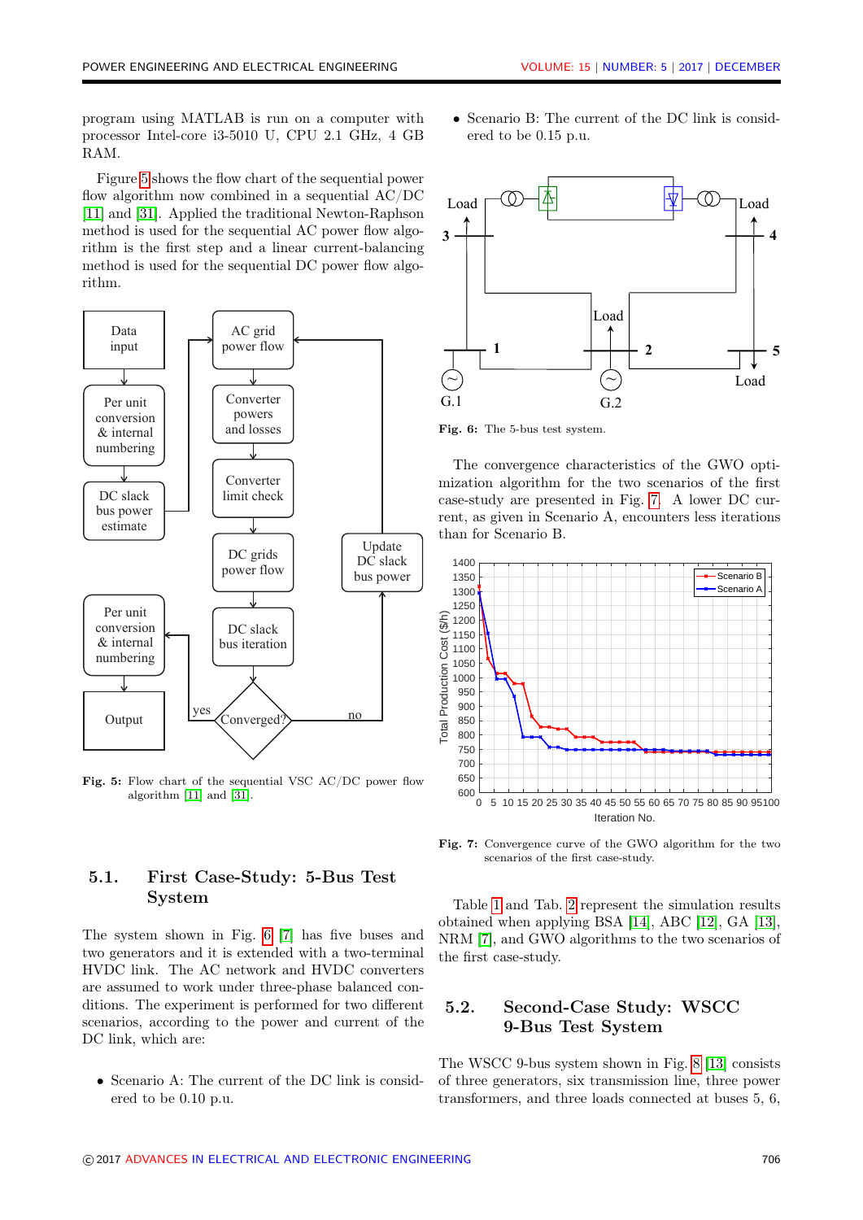program using MATLAB is run on a computer with processor Intel-core i3-5010 U, CPU 2.1 GHz, 4 GB RAM.

Figure 5 shows the flow chart of the sequential power flow algorithm now combined in a sequential AC/DC [11] and [31]. Applied the traditional Newton-Raphson method is used for the sequential AC power flow algorithm is the first step and a linear current-balancing method is used for the sequential DC power flow algorithm.

Fig. 5: Flow chart of the sequential VSC AC/DC power flow algorithm [11] and [31].

## 5.1. First Case-Study: 5-Bus Test System

The system shown in Fig. 6 [7] has five buses and two generators and it is extended with a two-terminal HVDC link. The AC network and HVDC converters are assumed to work under three-phase balanced conditions. The experiment is performed for two different scenarios, according to the power and current of the DC link, which are:

- Scenario A: The current of the DC link is considered to be 0.10 p.u.
- Scenario B: The current of the DC link is considered to be 0.15 p.u.

Fig. 6: The 5-bus test system.

The convergence characteristics of the GWO optimization algorithm for the two scenarios of the first case-study are presented in Fig. 7. A lower DC current, as given in Scenario A, encounters less iterations than for Scenario B.

Fig. 7: Convergence curve of the GWO algorithm for the two scenarios of the first case-study.

Table 1 and Tab. 2 represent the simulation results obtained when applying BSA [14], ABC [12], GA [13], NRM [7], and GWO algorithms to the two scenarios of the first case-study.

## 5.2. Second-Case Study: WSCC 9-Bus Test System

The WSCC 9-bus system shown in Fig. 8 [13] consists of three generators, six transmission line, three power transformers, and three loads connected at buses 5, 6,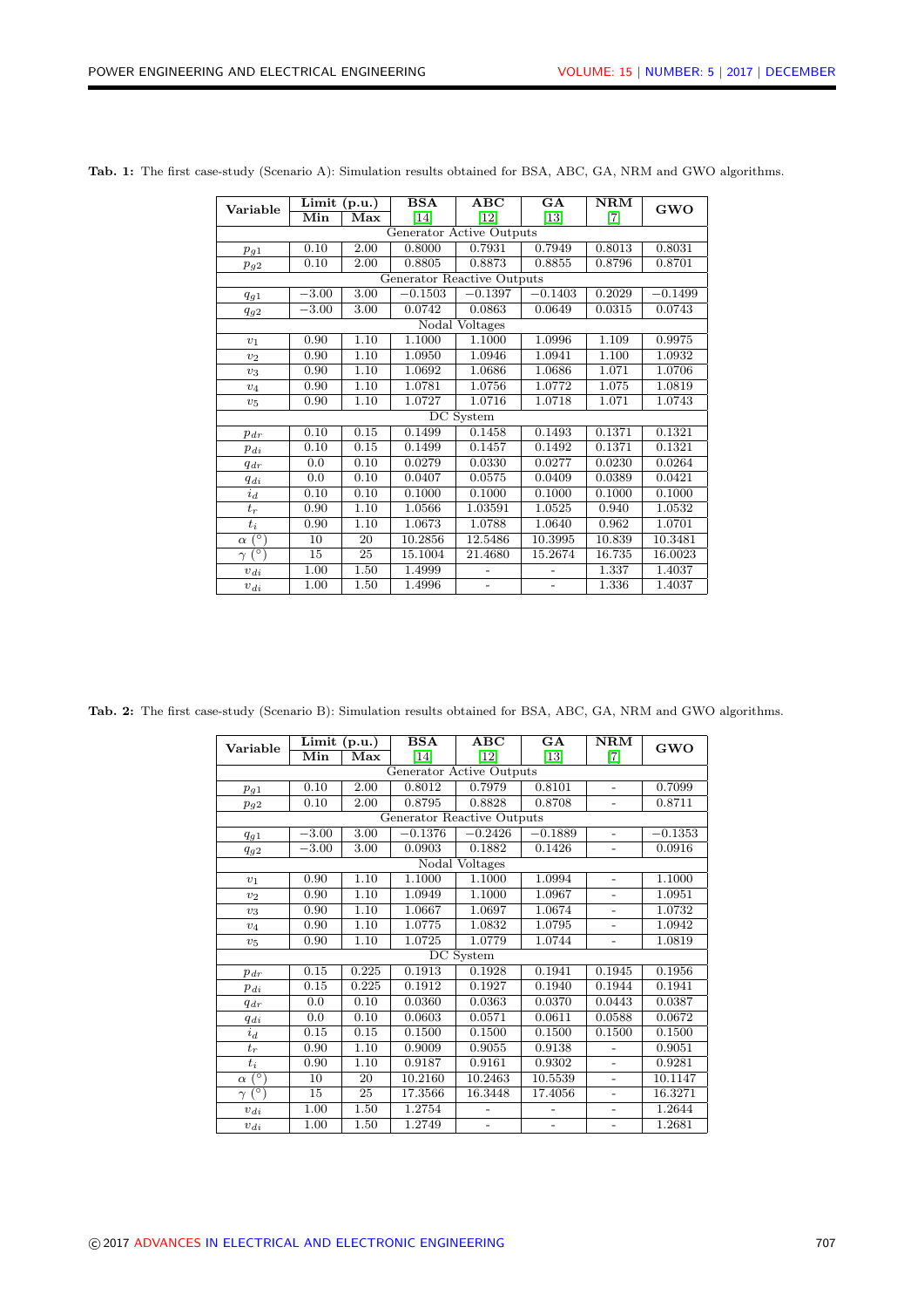Tab. 1: The first case-study (Scenario A): Simulation results obtained for BSA, ABC, GA, NRM and GWO algorithms.

| Variable | Limit (p.u.) | | BSA | ABC | GA | NRM | GWO |
|---|---|---|---|---|---|---|---|
| | Min | Max | [14] | [12] | [13] | [7] | |
| Generator Active Outputs | | | | | | | |
| $p_{g1}$ | 0.10 | 2.00 | 0.8000 | 0.7931 | 0.7949 | 0.8013 | 0.8031 |
| $p_{g2}$ | 0.10 | 2.00 | 0.8805 | 0.8873 | 0.8855 | 0.8796 | 0.8701 |
| Generator Reactive Outputs | | | | | | | |
| $q_{g1}$ | $-3.00$ | 3.00 | $-0.1503$ | $-0.1397$ | $-0.1403$ | 0.2029 | $-0.1499$ |
| $q_{g2}$ | $-3.00$ | 3.00 | 0.0742 | 0.0863 | 0.0649 | 0.0315 | 0.0743 |
| Nodal Voltages | | | | | | | |
| $v_1$ | 0.90 | 1.10 | 1.1000 | 1.1000 | 1.0996 | 1.109 | 0.9975 |
| $v_2$ | 0.90 | 1.10 | 1.0950 | 1.0946 | 1.0941 | 1.100 | 1.0932 |
| $v_3$ | 0.90 | 1.10 | 1.0692 | 1.0686 | 1.0686 | 1.071 | 1.0706 |
| $v_4$ | 0.90 | 1.10 | 1.0781 | 1.0756 | 1.0772 | 1.075 | 1.0819 |
| $v_5$ | 0.90 | 1.10 | 1.0727 | 1.0716 | 1.0718 | 1.071 | 1.0743 |
| DC System | | | | | | | |
| $p_{dr}$ | 0.10 | 0.15 | 0.1499 | 0.1458 | 0.1493 | 0.1371 | 0.1321 |
| $p_{di}$ | 0.10 | 0.15 | 0.1499 | 0.1457 | 0.1492 | 0.1371 | 0.1321 |
| $q_{dr}$ | 0.0 | 0.10 | 0.0279 | 0.0330 | 0.0277 | 0.0230 | 0.0264 |
| $q_{di}$ | 0.0 | 0.10 | 0.0407 | 0.0575 | 0.0409 | 0.0389 | 0.0421 |
| $i_d$ | 0.10 | 0.10 | 0.1000 | 0.1000 | 0.1000 | 0.1000 | 0.1000 |
| $t_r$ | 0.90 | 1.10 | 1.0566 | 1.03591 | 1.0525 | 0.940 | 1.0532 |
| $t_i$ | 0.90 | 1.10 | 1.0673 | 1.0788 | 1.0640 | 0.962 | 1.0701 |
| $\alpha$ (°) | 10 | 20 | 10.2856 | 12.5486 | 10.3995 | 10.839 | 10.3481 |
| $\gamma$ (°) | 15 | 25 | 15.1004 | 21.4680 | 15.2674 | 16.735 | 16.0023 |
| $v_{di}$ | 1.00 | 1.50 | 1.4999 | - | - | 1.337 | 1.4037 |
| $v_{di}$ | 1.00 | 1.50 | 1.4996 | - | - | 1.336 | 1.4037 |

Tab. 2: The first case-study (Scenario B): Simulation results obtained for BSA, ABC, GA, NRM and GWO algorithms.

| Variable | Limit (p.u.) | | BSA | ABC | GA | NRM | GWO |
|---|---|---|---|---|---|---|---|
| | Min | Max | [14] | [12] | [13] | [7] | |
| Generator Active Outputs | | | | | | | |
| $p_{g1}$ | 0.10 | 2.00 | 0.8012 | 0.7979 | 0.8101 | - | 0.7099 |
| $p_{g2}$ | 0.10 | 2.00 | 0.8795 | 0.8828 | 0.8708 | - | 0.8711 |
| Generator Reactive Outputs | | | | | | | |
| $q_{g1}$ | $-3.00$ | 3.00 | $-0.1376$ | $-0.2426$ | $-0.1889$ | - | $-0.1353$ |
| $q_{g2}$ | $-3.00$ | 3.00 | 0.0903 | 0.1882 | 0.1426 | - | 0.0916 |
| Nodal Voltages | | | | | | | |
| $v_1$ | 0.90 | 1.10 | 1.1000 | 1.1000 | 1.0994 | - | 1.1000 |
| $v_2$ | 0.90 | 1.10 | 1.0949 | 1.1000 | 1.0967 | - | 1.0951 |
| $v_3$ | 0.90 | 1.10 | 1.0667 | 1.0697 | 1.0674 | - | 1.0732 |
| $v_4$ | 0.90 | 1.10 | 1.0775 | 1.0832 | 1.0795 | - | 1.0942 |
| $v_5$ | 0.90 | 1.10 | 1.0725 | 1.0779 | 1.0744 | - | 1.0819 |
| DC System | | | | | | | |
| $p_{dr}$ | 0.15 | 0.225 | 0.1913 | 0.1928 | 0.1941 | 0.1945 | 0.1956 |
| $p_{di}$ | 0.15 | 0.225 | 0.1912 | 0.1927 | 0.1940 | 0.1944 | 0.1941 |
| $q_{dr}$ | 0.0 | 0.10 | 0.0360 | 0.0363 | 0.0370 | 0.0443 | 0.0387 |
| $q_{di}$ | 0.0 | 0.10 | 0.0603 | 0.0571 | 0.0611 | 0.0588 | 0.0672 |
| $i_d$ | 0.15 | 0.15 | 0.1500 | 0.1500 | 0.1500 | 0.1500 | 0.1500 |
| $t_r$ | 0.90 | 1.10 | 0.9009 | 0.9055 | 0.9138 | - | 0.9051 |
| $t_i$ | 0.90 | 1.10 | 0.9187 | 0.9161 | 0.9302 | - | 0.9281 |
| $\alpha$ (°) | 10 | 20 | 10.2160 | 10.2463 | 10.5539 | - | 10.1147 |
| $\gamma$ (°) | 15 | 25 | 17.3566 | 16.3448 | 17.4056 | - | 16.3271 |
| $v_{di}$ | 1.00 | 1.50 | 1.2754 | - | - | - | 1.2644 |
| $v_{di}$ | 1.00 | 1.50 | 1.2749 | - | - | - | 1.2681 |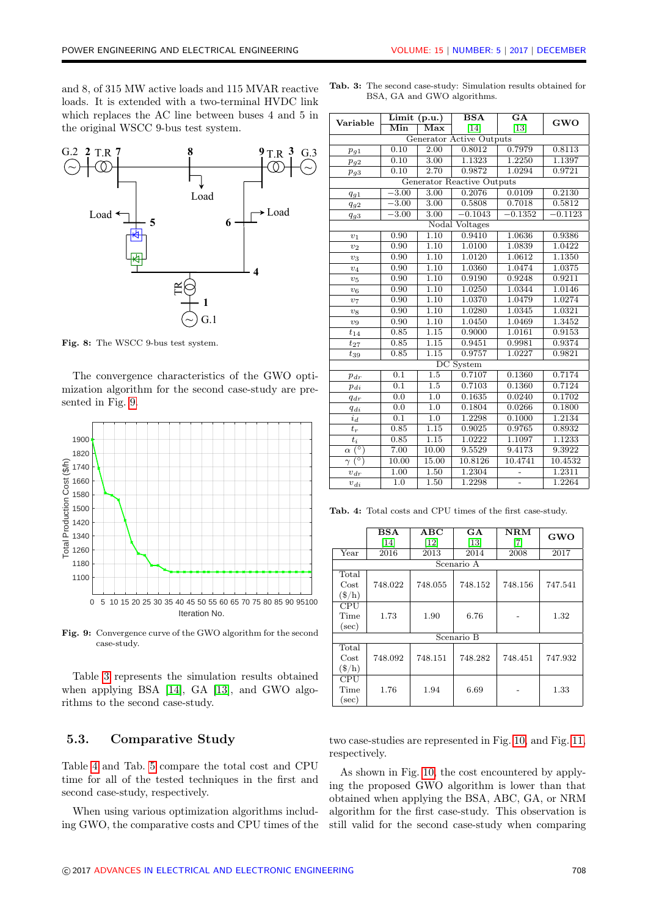and 8, of 315 MW active loads and 115 MVAR reactive loads. It is extended with a two-terminal HVDC link which replaces the AC line between buses 4 and 5 in the original WSCC 9-bus test system.

**Fig. 8:** The WSCC 9-bus test system.

The convergence characteristics of the GWO optimization algorithm for the second case-study are presented in Fig. 9.

**Fig. 9:** Convergence curve of the GWO algorithm for the second case-study.

Table 3 represents the simulation results obtained when applying BSA [14], GA [13], and GWO algorithms to the second case-study.

**Tab. 3:** The second case-study: Simulation results obtained for BSA, GA and GWO algorithms.

| Variable | Limit (p.u.) Min | Limit (p.u.) Max | BSA [14] | GA [13] | GWO |
|---|---|---|---|---|---|
| Generator Active Outputs | | | | | |
| $p_{g1}$ | 0.10 | 2.00 | 0.8012 | 0.7979 | 0.8113 |
| $p_{g2}$ | 0.10 | 3.00 | 1.1323 | 1.2250 | 1.1397 |
| $p_{g3}$ | 0.10 | 2.70 | 0.9872 | 1.0294 | 0.9721 |
| Generator Reactive Outputs | | | | | |
| $q_{g1}$ | −3.00 | 3.00 | 0.2076 | 0.0109 | 0.2130 |
| $q_{g2}$ | −3.00 | 3.00 | 0.5808 | 0.7018 | 0.5812 |
| $q_{g3}$ | −3.00 | 3.00 | −0.1043 | −0.1352 | −0.1123 |
| Nodal Voltages | | | | | |
| $v_1$ | 0.90 | 1.10 | 0.9410 | 1.0636 | 0.9386 |
| $v_2$ | 0.90 | 1.10 | 1.0100 | 1.0839 | 1.0422 |
| $v_3$ | 0.90 | 1.10 | 1.0120 | 1.0612 | 1.1350 |
| $v_4$ | 0.90 | 1.10 | 1.0360 | 1.0474 | 1.0375 |
| $v_5$ | 0.90 | 1.10 | 0.9190 | 0.9248 | 0.9211 |
| $v_6$ | 0.90 | 1.10 | 1.0250 | 1.0344 | 1.0146 |
| $v_7$ | 0.90 | 1.10 | 1.0370 | 1.0479 | 1.0274 |
| $v_8$ | 0.90 | 1.10 | 1.0280 | 1.0345 | 1.0321 |
| $v_9$ | 0.90 | 1.10 | 1.0450 | 1.0469 | 1.3452 |
| $t_{14}$ | 0.85 | 1.15 | 0.9000 | 1.0161 | 0.9153 |
| $t_{27}$ | 0.85 | 1.15 | 0.9451 | 0.9981 | 0.9374 |
| $t_{39}$ | 0.85 | 1.15 | 0.9757 | 1.0227 | 0.9821 |
| DC System | | | | | |
| $p_{dr}$ | 0.1 | 1.5 | 0.7107 | 0.1360 | 0.7174 |
| $p_{di}$ | 0.1 | 1.5 | 0.7103 | 0.1360 | 0.7124 |
| $q_{dr}$ | 0.0 | 1.0 | 0.1635 | 0.0240 | 0.1702 |
| $q_{di}$ | 0.0 | 1.0 | 0.1804 | 0.0266 | 0.1800 |
| $i_d$ | 0.1 | 1.0 | 1.2298 | 0.1000 | 1.2134 |
| $t_r$ | 0.85 | 1.15 | 0.9025 | 0.9765 | 0.8932 |
| $t_i$ | 0.85 | 1.15 | 1.0222 | 1.1097 | 1.1233 |
| $\alpha$ (°) | 7.00 | 10.00 | 9.5529 | 9.4173 | 9.3922 |
| $\gamma$ (°) | 10.00 | 15.00 | 10.8126 | 10.4741 | 10.4532 |
| $v_{dr}$ | 1.00 | 1.50 | 1.2304 | - | 1.2311 |
| $v_{di}$ | 1.0 | 1.50 | 1.2298 | - | 1.2264 |

**Tab. 4:** Total costs and CPU times of the first case-study.

| | BSA [14] | ABC [12] | GA [13] | NRM [7] | GWO |
|---|---|---|---|---|---|
| Year | 2016 | 2013 | 2014 | 2008 | 2017 |
| Scenario A | | | | | |
| Total Cost ($/h) | 748.022 | 748.055 | 748.152 | 748.156 | 747.541 |
| CPU Time (sec) | 1.73 | 1.90 | 6.76 | - | 1.32 |
| Scenario B | | | | | |
| Total Cost ($/h) | 748.092 | 748.151 | 748.282 | 748.451 | 747.932 |
| CPU Time (sec) | 1.76 | 1.94 | 6.69 | - | 1.33 |

## 5.3. Comparative Study

Table 4 and Tab. 5 compare the total cost and CPU time for all of the tested techniques in the first and second case-study, respectively.

When using various optimization algorithms including GWO, the comparative costs and CPU times of the two case-studies are represented in Fig. 10 and Fig. 11, respectively.

As shown in Fig. 10, the cost encountered by applying the proposed GWO algorithm is lower than that obtained when applying the BSA, ABC, GA, or NRM algorithm for the first case-study. This observation is still valid for the second case-study when comparing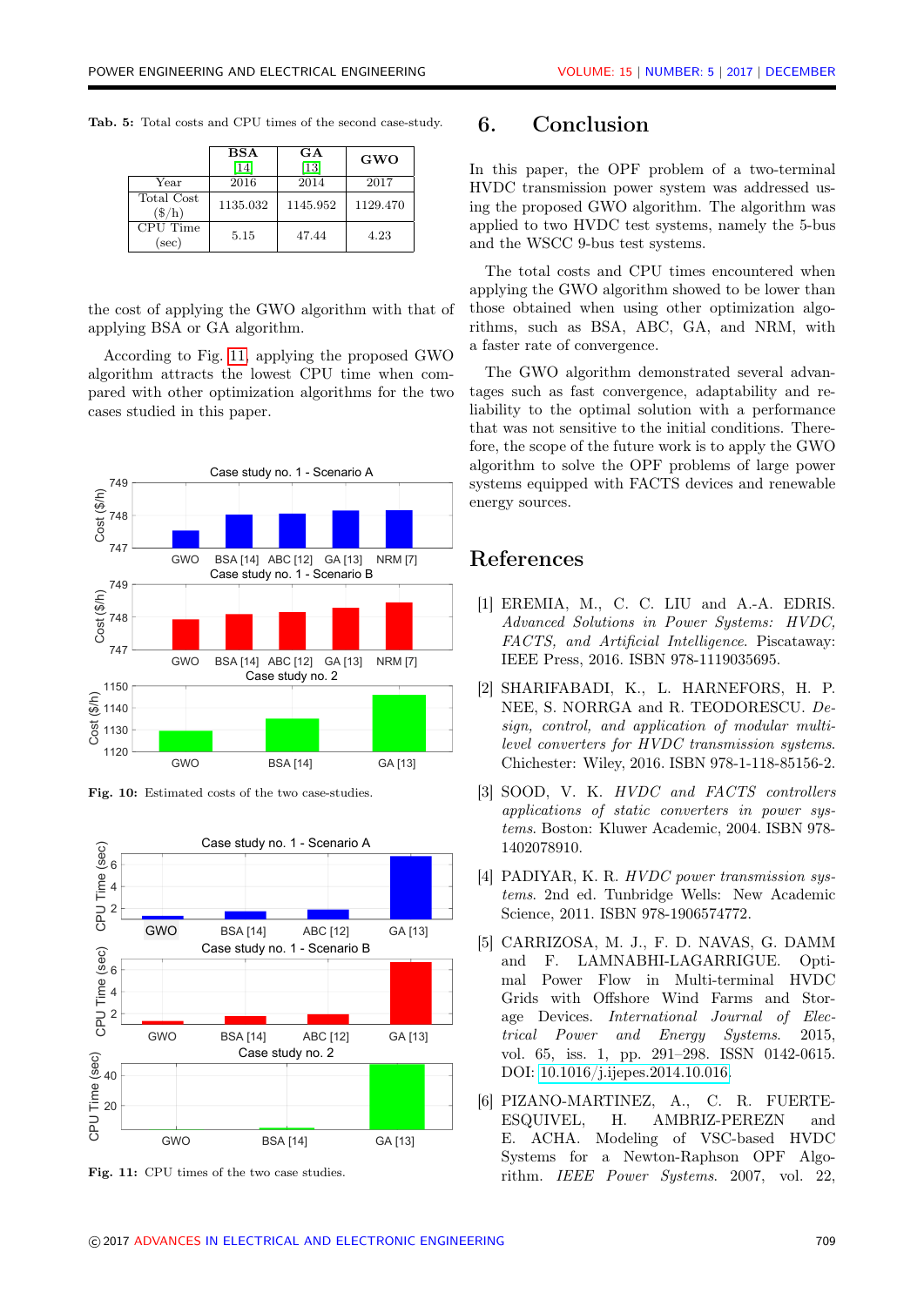**Tab. 5:** Total costs and CPU times of the second case-study.

| | BSA [14] | GA [13] | GWO |
|---|---|---|---|
| Year | 2016 | 2014 | 2017 |
| Total Cost ($/h) | 1135.032 | 1145.952 | 1129.470 |
| CPU Time (sec) | 5.15 | 47.44 | 4.23 |

the cost of applying the GWO algorithm with that of applying BSA or GA algorithm.

According to Fig. 11, applying the proposed GWO algorithm attracts the lowest CPU time when compared with other optimization algorithms for the two cases studied in this paper.

**Fig. 10:** Estimated costs of the two case-studies.

**Fig. 11:** CPU times of the two case studies.

## 6. Conclusion

In this paper, the OPF problem of a two-terminal HVDC transmission power system was addressed using the proposed GWO algorithm. The algorithm was applied to two HVDC test systems, namely the 5-bus and the WSCC 9-bus test systems.

The total costs and CPU times encountered when applying the GWO algorithm showed to be lower than those obtained when using other optimization algorithms, such as BSA, ABC, GA, and NRM, with a faster rate of convergence.

The GWO algorithm demonstrated several advantages such as fast convergence, adaptability and reliability to the optimal solution with a performance that was not sensitive to the initial conditions. Therefore, the scope of the future work is to apply the GWO algorithm to solve the OPF problems of large power systems equipped with FACTS devices and renewable energy sources.

## References

[1] EREMIA, M., C. C. LIU and A.-A. EDRIS. *Advanced Solutions in Power Systems: HVDC, FACTS, and Artificial Intelligence*. Piscataway: IEEE Press, 2016. ISBN 978-1119035695.

[2] SHARIFABADI, K., L. HARNEFORS, H. P. NEE, S. NORRGA and R. TEODORESCU. *Design, control, and application of modular multilevel converters for HVDC transmission systems*. Chichester: Wiley, 2016. ISBN 978-1-118-85156-2.

[3] SOOD, V. K. *HVDC and FACTS controllers applications of static converters in power systems*. Boston: Kluwer Academic, 2004. ISBN 978-1402078910.

[4] PADIYAR, K. R. *HVDC power transmission systems*. 2nd ed. Tunbridge Wells: New Academic Science, 2011. ISBN 978-1906574772.

[5] CARRIZOSA, M. J., F. D. NAVAS, G. DAMM and F. LAMNABHI-LAGARRIGUE. Optimal Power Flow in Multi-terminal HVDC Grids with Offshore Wind Farms and Storage Devices. *International Journal of Electrical Power and Energy Systems*. 2015, vol. 65, iss. 1, pp. 291–298. ISSN 0142-0615. DOI: 10.1016/j.ijepes.2014.10.016.

[6] PIZANO-MARTINEZ, A., C. R. FUERTE-ESQUIVEL, H. AMBRIZ-PEREZN and E. ACHA. Modeling of VSC-based HVDC Systems for a Newton-Raphson OPF Algorithm. *IEEE Power Systems*. 2007, vol. 22,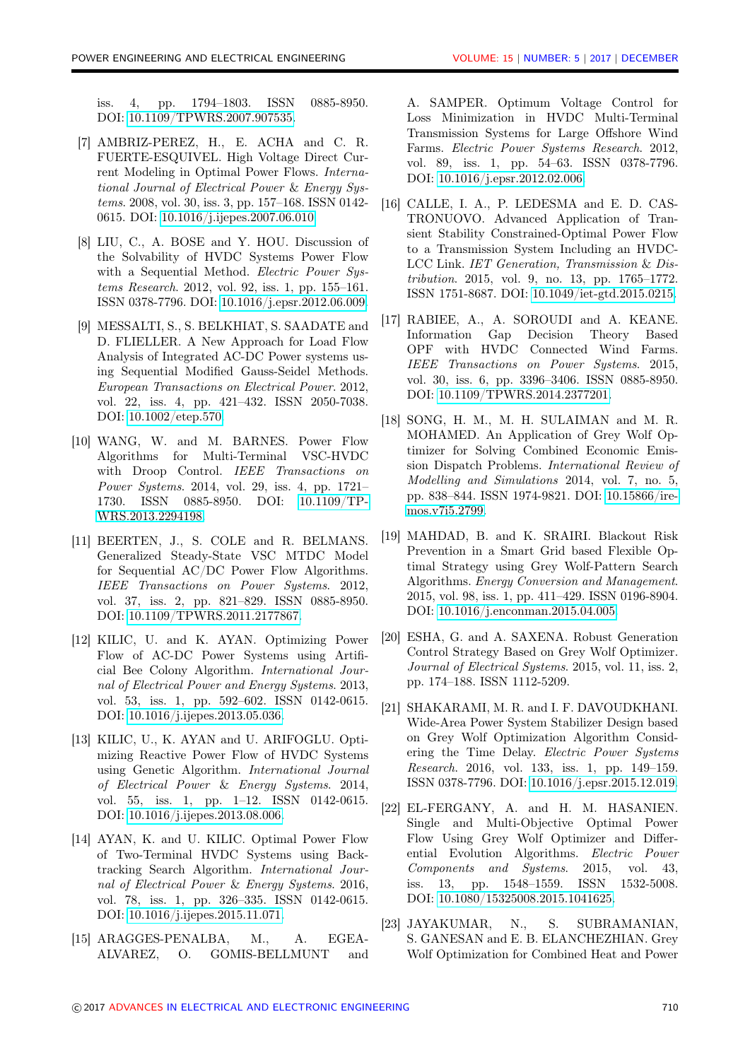iss. 4, pp. 1794–1803. ISSN 0885-8950. DOI: 10.1109/TPWRS.2007.907535.

[7] AMBRIZ-PEREZ, H., E. ACHA and C. R. FUERTE-ESQUIVEL. High Voltage Direct Current Modeling in Optimal Power Flows. *International Journal of Electrical Power & Energy Systems*. 2008, vol. 30, iss. 3, pp. 157–168. ISSN 0142-0615. DOI: 10.1016/j.ijepes.2007.06.010.

[8] LIU, C., A. BOSE and Y. HOU. Discussion of the Solvability of HVDC Systems Power Flow with a Sequential Method. *Electric Power Systems Research*. 2012, vol. 92, iss. 1, pp. 155–161. ISSN 0378-7796. DOI: 10.1016/j.epsr.2012.06.009.

[9] MESSALTI, S., S. BELKHIAT, S. SAADATE and D. FLIELLER. A New Approach for Load Flow Analysis of Integrated AC-DC Power systems using Sequential Modified Gauss-Seidel Methods. *European Transactions on Electrical Power*. 2012, vol. 22, iss. 4, pp. 421–432. ISSN 2050-7038. DOI: 10.1002/etep.570.

[10] WANG, W. and M. BARNES. Power Flow Algorithms for Multi-Terminal VSC-HVDC with Droop Control. *IEEE Transactions on Power Systems*. 2014, vol. 29, iss. 4, pp. 1721–1730. ISSN 0885-8950. DOI: 10.1109/TPWRS.2013.2294198.

[11] BEERTEN, J., S. COLE and R. BELMANS. Generalized Steady-State VSC MTDC Model for Sequential AC/DC Power Flow Algorithms. *IEEE Transactions on Power Systems*. 2012, vol. 37, iss. 2, pp. 821–829. ISSN 0885-8950. DOI: 10.1109/TPWRS.2011.2177867.

[12] KILIC, U. and K. AYAN. Optimizing Power Flow of AC-DC Power Systems using Artificial Bee Colony Algorithm. *International Journal of Electrical Power and Energy Systems*. 2013, vol. 53, iss. 1, pp. 592–602. ISSN 0142-0615. DOI: 10.1016/j.ijepes.2013.05.036.

[13] KILIC, U., K. AYAN and U. ARIFOGLU. Optimizing Reactive Power Flow of HVDC Systems using Genetic Algorithm. *International Journal of Electrical Power & Energy Systems*. 2014, vol. 55, iss. 1, pp. 1–12. ISSN 0142-0615. DOI: 10.1016/j.ijepes.2013.08.006.

[14] AYAN, K. and U. KILIC. Optimal Power Flow of Two-Terminal HVDC Systems using Backtracking Search Algorithm. *International Journal of Electrical Power & Energy Systems*. 2016, vol. 78, iss. 1, pp. 326–335. ISSN 0142-0615. DOI: 10.1016/j.ijepes.2015.11.071.

[15] ARAGGES-PENALBA, M., A. EGEA-ALVAREZ, O. GOMIS-BELLMUNT and A. SAMPER. Optimum Voltage Control for Loss Minimization in HVDC Multi-Terminal Transmission Systems for Large Offshore Wind Farms. *Electric Power Systems Research*. 2012, vol. 89, iss. 1, pp. 54–63. ISSN 0378-7796. DOI: 10.1016/j.epsr.2012.02.006.

[16] CALLE, I. A., P. LEDESMA and E. D. CASTRONUOVO. Advanced Application of Transient Stability Constrained-Optimal Power Flow to a Transmission System Including an HVDC-LCC Link. *IET Generation, Transmission & Distribution*. 2015, vol. 9, no. 13, pp. 1765–1772. ISSN 1751-8687. DOI: 10.1049/iet-gtd.2015.0215.

[17] RABIEE, A., A. SOROUDI and A. KEANE. Information Gap Decision Theory Based OPF with HVDC Connected Wind Farms. *IEEE Transactions on Power Systems*. 2015, vol. 30, iss. 6, pp. 3396–3406. ISSN 0885-8950. DOI: 10.1109/TPWRS.2014.2377201.

[18] SONG, H. M., M. H. SULAIMAN and M. R. MOHAMED. An Application of Grey Wolf Optimizer for Solving Combined Economic Emission Dispatch Problems. *International Review of Modelling and Simulations* 2014, vol. 7, no. 5, pp. 838–844. ISSN 1974-9821. DOI: 10.15866/iremos.v7i5.2799.

[19] MAHDAD, B. and K. SRAIRI. Blackout Risk Prevention in a Smart Grid based Flexible Optimal Strategy using Grey Wolf-Pattern Search Algorithms. *Energy Conversion and Management*. 2015, vol. 98, iss. 1, pp. 411–429. ISSN 0196-8904. DOI: 10.1016/j.enconman.2015.04.005.

[20] ESHA, G. and A. SAXENA. Robust Generation Control Strategy Based on Grey Wolf Optimizer. *Journal of Electrical Systems*. 2015, vol. 11, iss. 2, pp. 174–188. ISSN 1112-5209.

[21] SHAKARAMI, M. R. and I. F. DAVOUDKHANI. Wide-Area Power System Stabilizer Design based on Grey Wolf Optimization Algorithm Considering the Time Delay. *Electric Power Systems Research*. 2016, vol. 133, iss. 1, pp. 149–159. ISSN 0378-7796. DOI: 10.1016/j.epsr.2015.12.019.

[22] EL-FERGANY, A. and H. M. HASANIEN. Single and Multi-Objective Optimal Power Flow Using Grey Wolf Optimizer and Differential Evolution Algorithms. *Electric Power Components and Systems*. 2015, vol. 43, iss. 13, pp. 1548–1559. ISSN 1532-5008. DOI: 10.1080/15325008.2015.1041625.

[23] JAYAKUMAR, N., S. SUBRAMANIAN, S. GANESAN and E. B. ELANCHEZHIAN. Grey Wolf Optimization for Combined Heat and Power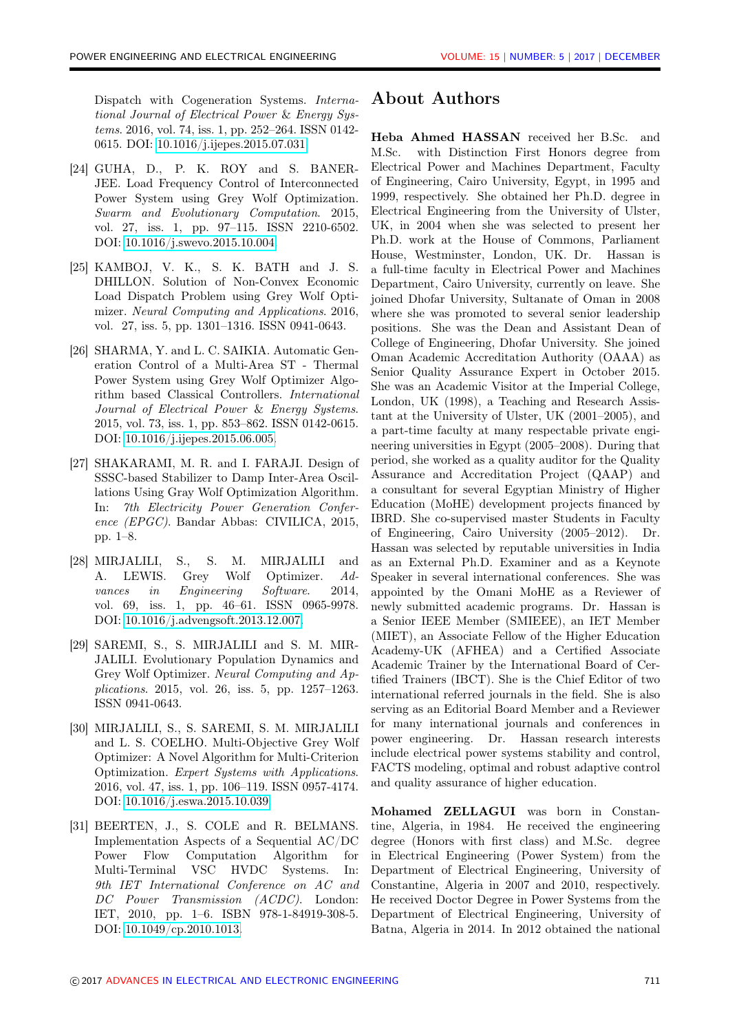Dispatch with Cogeneration Systems. *International Journal of Electrical Power & Energy Systems*. 2016, vol. 74, iss. 1, pp. 252–264. ISSN 0142-0615. DOI: 10.1016/j.ijepes.2015.07.031.

[24] GUHA, D., P. K. ROY and S. BANERJEE. Load Frequency Control of Interconnected Power System using Grey Wolf Optimization. *Swarm and Evolutionary Computation*. 2015, vol. 27, iss. 1, pp. 97–115. ISSN 2210-6502. DOI: 10.1016/j.swevo.2015.10.004.

[25] KAMBOJ, V. K., S. K. BATH and J. S. DHILLON. Solution of Non-Convex Economic Load Dispatch Problem using Grey Wolf Optimizer. *Neural Computing and Applications*. 2016, vol. 27, iss. 5, pp. 1301–1316. ISSN 0941-0643.

[26] SHARMA, Y. and L. C. SAIKIA. Automatic Generation Control of a Multi-Area ST - Thermal Power System using Grey Wolf Optimizer Algorithm based Classical Controllers. *International Journal of Electrical Power & Energy Systems*. 2015, vol. 73, iss. 1, pp. 853–862. ISSN 0142-0615. DOI: 10.1016/j.ijepes.2015.06.005.

[27] SHAKARAMI, M. R. and I. FARAJI. Design of SSSC-based Stabilizer to Damp Inter-Area Oscillations Using Gray Wolf Optimization Algorithm. In: *7th Electricity Power Generation Conference (EPGC)*. Bandar Abbas: CIVILICA, 2015, pp. 1–8.

[28] MIRJALILI, S., S. M. MIRJALILI and A. LEWIS. Grey Wolf Optimizer. *Advances in Engineering Software*. 2014, vol. 69, iss. 1, pp. 46–61. ISSN 0965-9978. DOI: 10.1016/j.advengsoft.2013.12.007.

[29] SAREMI, S., S. MIRJALILI and S. M. MIRJALILI. Evolutionary Population Dynamics and Grey Wolf Optimizer. *Neural Computing and Applications*. 2015, vol. 26, iss. 5, pp. 1257–1263. ISSN 0941-0643.

[30] MIRJALILI, S., S. SAREMI, S. M. MIRJALILI and L. S. COELHO. Multi-Objective Grey Wolf Optimizer: A Novel Algorithm for Multi-Criterion Optimization. *Expert Systems with Applications*. 2016, vol. 47, iss. 1, pp. 106–119. ISSN 0957-4174. DOI: 10.1016/j.eswa.2015.10.039.

[31] BEERTEN, J., S. COLE and R. BELMANS. Implementation Aspects of a Sequential AC/DC Power Flow Computation Algorithm for Multi-Terminal VSC HVDC Systems. In: *9th IET International Conference on AC and DC Power Transmission (ACDC)*. London: IET, 2010, pp. 1–6. ISBN 978-1-84919-308-5. DOI: 10.1049/cp.2010.1013.

# About Authors

**Heba Ahmed HASSAN** received her B.Sc. and M.Sc. with Distinction First Honors degree from Electrical Power and Machines Department, Faculty of Engineering, Cairo University, Egypt, in 1995 and 1999, respectively. She obtained her Ph.D. degree in Electrical Engineering from the University of Ulster, UK, in 2004 when she was selected to present her Ph.D. work at the House of Commons, Parliament House, Westminster, London, UK. Dr. Hassan is a full-time faculty in Electrical Power and Machines Department, Cairo University, currently on leave. She joined Dhofar University, Sultanate of Oman in 2008 where she was promoted to several senior leadership positions. She was the Dean and Assistant Dean of College of Engineering, Dhofar University. She joined Oman Academic Accreditation Authority (OAAA) as Senior Quality Assurance Expert in October 2015. She was an Academic Visitor at the Imperial College, London, UK (1998), a Teaching and Research Assistant at the University of Ulster, UK (2001–2005), and a part-time faculty at many respectable private engineering universities in Egypt (2005–2008). During that period, she worked as a quality auditor for the Quality Assurance and Accreditation Project (QAAP) and a consultant for several Egyptian Ministry of Higher Education (MoHE) development projects financed by IBRD. She co-supervised master Students in Faculty of Engineering, Cairo University (2005–2012). Dr. Hassan was selected by reputable universities in India as an External Ph.D. Examiner and as a Keynote Speaker in several international conferences. She was appointed by the Omani MoHE as a Reviewer of newly submitted academic programs. Dr. Hassan is a Senior IEEE Member (SMIEEE), an IET Member (MIET), an Associate Fellow of the Higher Education Academy-UK (AFHEA) and a Certified Associate Academic Trainer by the International Board of Certified Trainers (IBCT). She is the Chief Editor of two international referred journals in the field. She is also serving as an Editorial Board Member and a Reviewer for many international journals and conferences in power engineering. Dr. Hassan research interests include electrical power systems stability and control, FACTS modeling, optimal and robust adaptive control and quality assurance of higher education.

**Mohamed ZELLAGUI** was born in Constantine, Algeria, in 1984. He received the engineering degree (Honors with first class) and M.Sc. degree in Electrical Engineering (Power System) from the Department of Electrical Engineering, University of Constantine, Algeria in 2007 and 2010, respectively. He received Doctor Degree in Power Systems from the Department of Electrical Engineering, University of Batna, Algeria in 2014. In 2012 obtained the national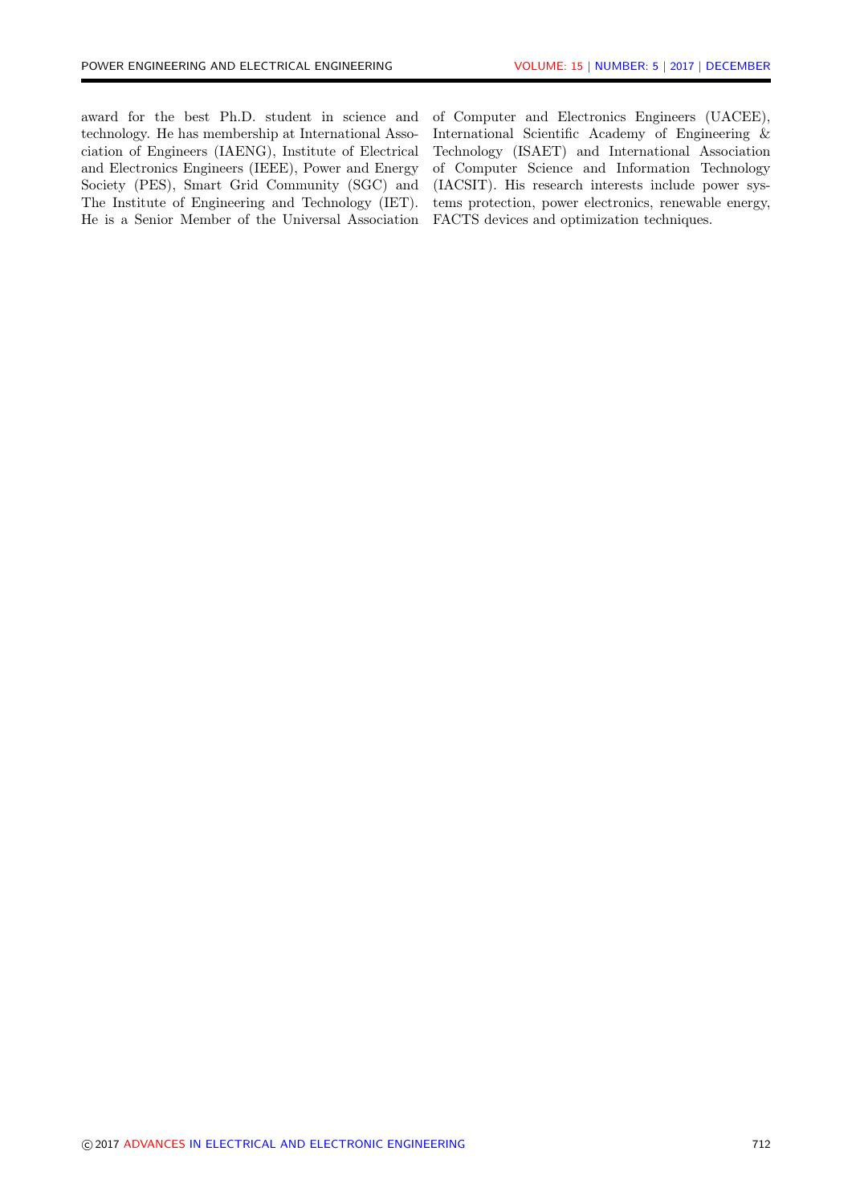award for the best Ph.D. student in science and technology. He has membership at International Association of Engineers (IAENG), Institute of Electrical and Electronics Engineers (IEEE), Power and Energy Society (PES), Smart Grid Community (SGC) and The Institute of Engineering and Technology (IET). He is a Senior Member of the Universal Association of Computer and Electronics Engineers (UACEE), International Scientific Academy of Engineering & Technology (ISAET) and International Association of Computer Science and Information Technology (IACSIT). His research interests include power systems protection, power electronics, renewable energy, FACTS devices and optimization techniques.